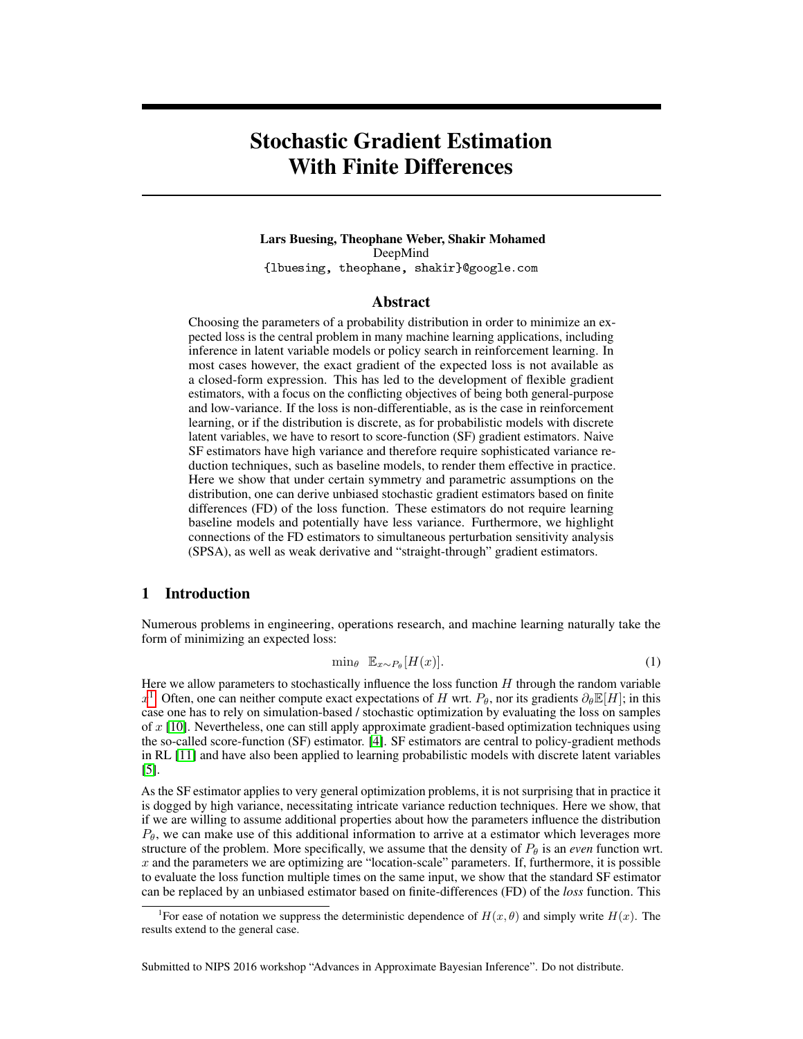# Stochastic Gradient Estimation With Finite Differences

**Lars Buesing, Theophane Weber, Shakir Mohamed**
DeepMind
{lbuesing, theophane, shakir}@google.com

## Abstract

Choosing the parameters of a probability distribution in order to minimize an expected loss is the central problem in many machine learning applications, including inference in latent variable models or policy search in reinforcement learning. In most cases however, the exact gradient of the expected loss is not available as a closed-form expression. This has led to the development of flexible gradient estimators, with a focus on the conflicting objectives of being both general-purpose and low-variance. If the loss is non-differentiable, as is the case in reinforcement learning, or if the distribution is discrete, as for probabilistic models with discrete latent variables, we have to resort to score-function (SF) gradient estimators. Naive SF estimators have high variance and therefore require sophisticated variance reduction techniques, such as baseline models, to render them effective in practice. Here we show that under certain symmetry and parametric assumptions on the distribution, one can derive unbiased stochastic gradient estimators based on finite differences (FD) of the loss function. These estimators do not require learning baseline models and potentially have less variance. Furthermore, we highlight connections of the FD estimators to simultaneous perturbation sensitivity analysis (SPSA), as well as weak derivative and "straight-through" gradient estimators.

## 1 Introduction

Numerous problems in engineering, operations research, and machine learning naturally take the form of minimizing an expected loss:

$$\min_\theta \ \mathbb{E}_{x\sim P_\theta}[H(x)]. \tag{1}$$

Here we allow parameters to stochastically influence the loss function $H$ through the random variable $x$[1]. Often, one can neither compute exact expectations of $H$ wrt. $P_\theta$, nor its gradients $\partial_\theta \mathbb{E}[H]$; in this case one has to rely on simulation-based / stochastic optimization by evaluating the loss on samples of $x$ [10]. Nevertheless, one can still apply approximate gradient-based optimization techniques using the so-called score-function (SF) estimator. [4]. SF estimators are central to policy-gradient methods in RL [11] and have also been applied to learning probabilistic models with discrete latent variables [5].

As the SF estimator applies to very general optimization problems, it is not surprising that in practice it is dogged by high variance, necessitating intricate variance reduction techniques. Here we show, that if we are willing to assume additional properties about how the parameters influence the distribution $P_\theta$, we can make use of this additional information to arrive at a estimator which leverages more structure of the problem. More specifically, we assume that the density of $P_\theta$ is an *even* function wrt. $x$ and the parameters we are optimizing are "location-scale" parameters. If, furthermore, it is possible to evaluate the loss function multiple times on the same input, we show that the standard SF estimator can be replaced by an unbiased estimator based on finite-differences (FD) of the *loss* function. This

[1] For ease of notation we suppress the deterministic dependence of $H(x, \theta)$ and simply write $H(x)$. The results extend to the general case.

Submitted to NIPS 2016 workshop "Advances in Approximate Bayesian Inference". Do not distribute.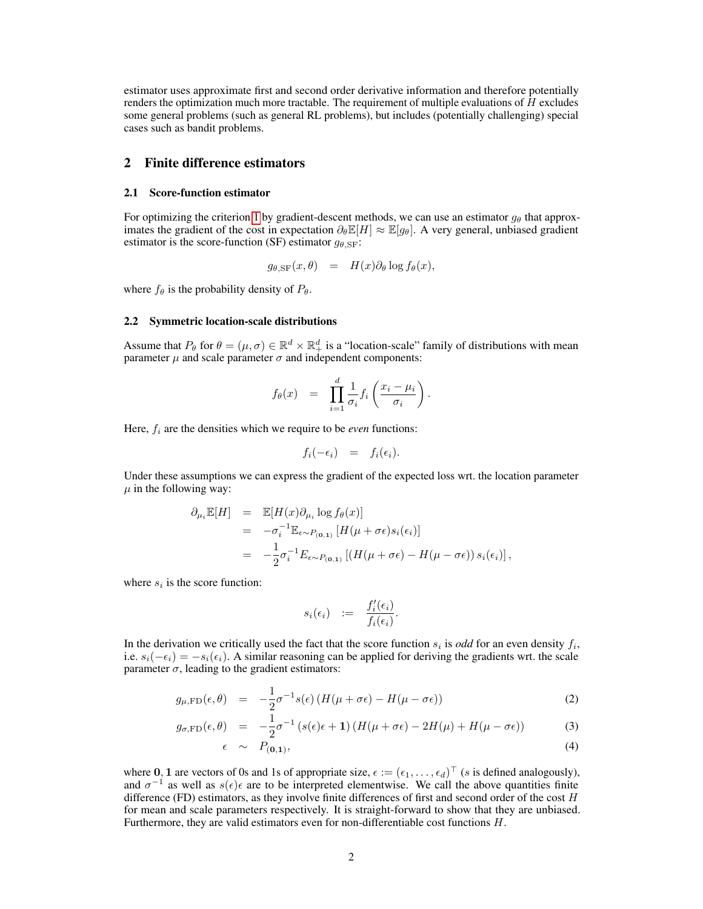estimator uses approximate first and second order derivative information and therefore potentially renders the optimization much more tractable. The requirement of multiple evaluations of $H$ excludes some general problems (such as general RL problems), but includes (potentially challenging) special cases such as bandit problems.

## 2 Finite difference estimators

### 2.1 Score-function estimator

For optimizing the criterion 1 by gradient-descent methods, we can use an estimator $g_\theta$ that approximates the gradient of the cost in expectation $\partial_\theta \mathbb{E}[H] \approx \mathbb{E}[g_\theta]$. A very general, unbiased gradient estimator is the score-function (SF) estimator $g_{\theta,\mathrm{SF}}$:

$$g_{\theta,\mathrm{SF}}(x,\theta) \quad = \quad H(x)\partial_\theta \log f_\theta(x),$$

where $f_\theta$ is the probability density of $P_\theta$.

### 2.2 Symmetric location-scale distributions

Assume that $P_\theta$ for $\theta = (\mu, \sigma) \in \mathbb{R}^d \times \mathbb{R}^d_+$ is a "location-scale" family of distributions with mean parameter $\mu$ and scale parameter $\sigma$ and independent components:

$$f_\theta(x) \quad = \quad \prod_{i=1}^{d} \frac{1}{\sigma_i} f_i\left(\frac{x_i - \mu_i}{\sigma_i}\right).$$

Here, $f_i$ are the densities which we require to be *even* functions:

$$f_i(-\epsilon_i) \quad = \quad f_i(\epsilon_i).$$

Under these assumptions we can express the gradient of the expected loss wrt. the location parameter $\mu$ in the following way:

$$\begin{aligned}
\partial_{\mu_i}\mathbb{E}[H] &= \mathbb{E}[H(x)\partial_{\mu_i}\log f_\theta(x)] \\
&= -\sigma_i^{-1}\mathbb{E}_{\epsilon\sim P_{(\mathbf{0},\mathbf{1})}}\left[H(\mu+\sigma\epsilon)s_i(\epsilon_i)\right] \\
&= -\frac{1}{2}\sigma_i^{-1}E_{\epsilon\sim P_{(\mathbf{0},\mathbf{1})}}\left[\left(H(\mu+\sigma\epsilon)-H(\mu-\sigma\epsilon)\right)s_i(\epsilon_i)\right],
\end{aligned}$$

where $s_i$ is the score function:

$$s_i(\epsilon_i) \quad := \quad \frac{f_i'(\epsilon_i)}{f_i(\epsilon_i)}.$$

In the derivation we critically used the fact that the score function $s_i$ is *odd* for an even density $f_i$, i.e. $s_i(-\epsilon_i) = -s_i(\epsilon_i)$. A similar reasoning can be applied for deriving the gradients wrt. the scale parameter $\sigma$, leading to the gradient estimators:

$$g_{\mu,\mathrm{FD}}(\epsilon,\theta) \quad = \quad -\frac{1}{2}\sigma^{-1}s(\epsilon)\left(H(\mu+\sigma\epsilon)-H(\mu-\sigma\epsilon)\right) \tag{2}$$

$$g_{\sigma,\mathrm{FD}}(\epsilon,\theta) \quad = \quad -\frac{1}{2}\sigma^{-1}\left(s(\epsilon)\epsilon+\mathbf{1}\right)\left(H(\mu+\sigma\epsilon)-2H(\mu)+H(\mu-\sigma\epsilon)\right) \tag{3}$$

$$\epsilon \quad \sim \quad P_{(\mathbf{0},\mathbf{1})}, \tag{4}$$

where $\mathbf{0}, \mathbf{1}$ are vectors of 0s and 1s of appropriate size, $\epsilon := (\epsilon_1, \ldots, \epsilon_d)^\top$ ($s$ is defined analogously), and $\sigma^{-1}$ as well as $s(\epsilon)\epsilon$ are to be interpreted elementwise. We call the above quantities finite difference (FD) estimators, as they involve finite differences of first and second order of the cost $H$ for mean and scale parameters respectively. It is straight-forward to show that they are unbiased. Furthermore, they are valid estimators even for non-differentiable cost functions $H$.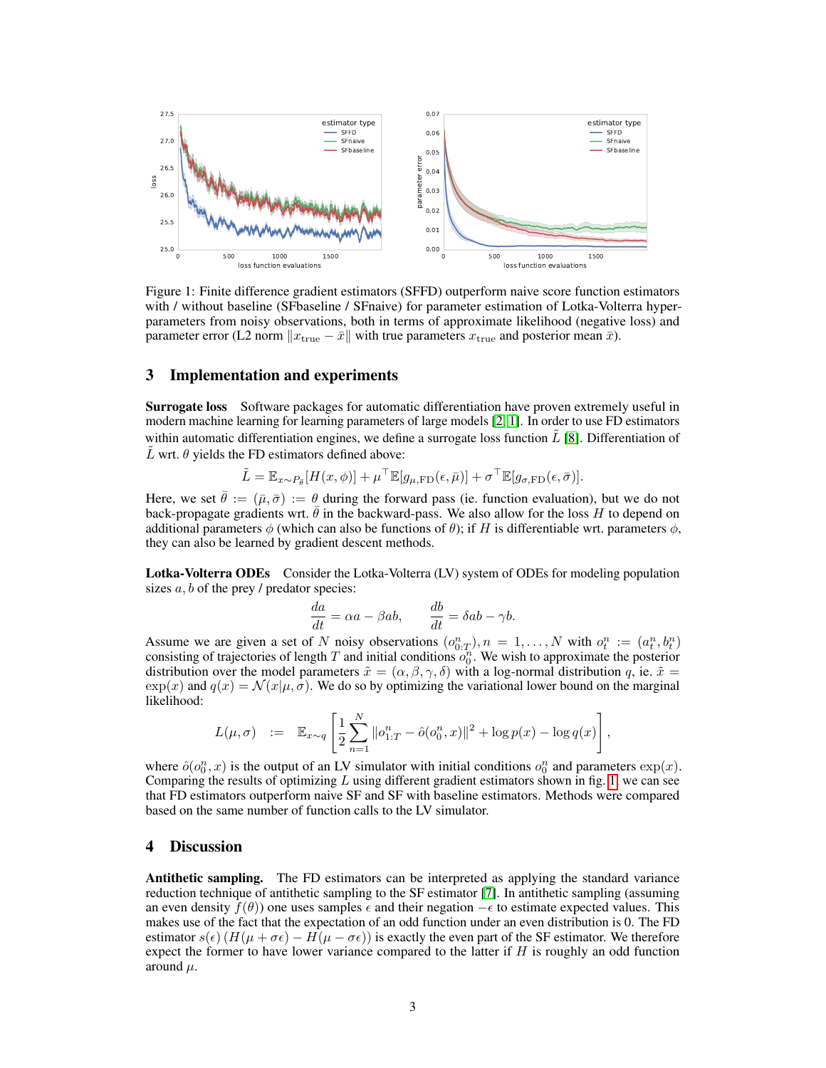Figure 1: Finite difference gradient estimators (SFFD) outperform naive score function estimators with / without baseline (SFbaseline / SFnaive) for parameter estimation of Lotka-Volterra hyper-parameters from noisy observations, both in terms of approximate likelihood (negative loss) and parameter error (L2 norm $\|x_{\text{true}} - \bar{x}\|$ with true parameters $x_{\text{true}}$ and posterior mean $\bar{x}$).

## 3 Implementation and experiments

**Surrogate loss** Software packages for automatic differentiation have proven extremely useful in modern machine learning for learning parameters of large models [2, 1]. In order to use FD estimators within automatic differentiation engines, we define a surrogate loss function $\tilde{L}$ [8]. Differentiation of $\tilde{L}$ wrt. $\theta$ yields the FD estimators defined above:

$$\tilde{L} = \mathbb{E}_{x \sim P_{\bar{\theta}}}[H(x, \phi)] + \mu^\top \mathbb{E}[g_{\mu,\text{FD}}(\epsilon, \bar{\mu})] + \sigma^\top \mathbb{E}[g_{\sigma,\text{FD}}(\epsilon, \bar{\sigma})].$$

Here, we set $\bar{\theta} := (\bar{\mu}, \bar{\sigma}) := \theta$ during the forward pass (ie. function evaluation), but we do not back-propagate gradients wrt. $\bar{\theta}$ in the backward-pass. We also allow for the loss $H$ to depend on additional parameters $\phi$ (which can also be functions of $\theta$); if $H$ is differentiable wrt. parameters $\phi$, they can also be learned by gradient descent methods.

**Lotka-Volterra ODEs** Consider the Lotka-Volterra (LV) system of ODEs for modeling population sizes $a, b$ of the prey / predator species:

$$\frac{da}{dt} = \alpha a - \beta ab, \qquad \frac{db}{dt} = \delta ab - \gamma b.$$

Assume we are given a set of $N$ noisy observations $(o^n_{0:T}), n = 1, \ldots, N$ with $o^n_t := (a^n_t, b^n_t)$ consisting of trajectories of length $T$ and initial conditions $o^n_0$. We wish to approximate the posterior distribution over the model parameters $\tilde{x} = (\alpha, \beta, \gamma, \delta)$ with a log-normal distribution $q$, ie. $\tilde{x} = \exp(x)$ and $q(x) = \mathcal{N}(x|\mu, \sigma)$. We do so by optimizing the variational lower bound on the marginal likelihood:

$$L(\mu, \sigma) \quad := \quad \mathbb{E}_{x \sim q}\left[\frac{1}{2}\sum_{n=1}^{N} \|o^n_{1:T} - \hat{o}(o^n_0, x)\|^2 + \log p(x) - \log q(x)\right],$$

where $\hat{o}(o^n_0, x)$ is the output of an LV simulator with initial conditions $o^n_0$ and parameters $\exp(x)$. Comparing the results of optimizing $L$ using different gradient estimators shown in fig. 1, we can see that FD estimators outperform naive SF and SF with baseline estimators. Methods were compared based on the same number of function calls to the LV simulator.

## 4 Discussion

**Antithetic sampling.** The FD estimators can be interpreted as applying the standard variance reduction technique of antithetic sampling to the SF estimator [7]. In antithetic sampling (assuming an even density $f(\theta)$) one uses samples $\epsilon$ and their negation $-\epsilon$ to estimate expected values. This makes use of the fact that the expectation of an odd function under an even distribution is 0. The FD estimator $s(\epsilon)\,(H(\mu + \sigma\epsilon) - H(\mu - \sigma\epsilon))$ is exactly the even part of the SF estimator. We therefore expect the former to have lower variance compared to the latter if $H$ is roughly an odd function around $\mu$.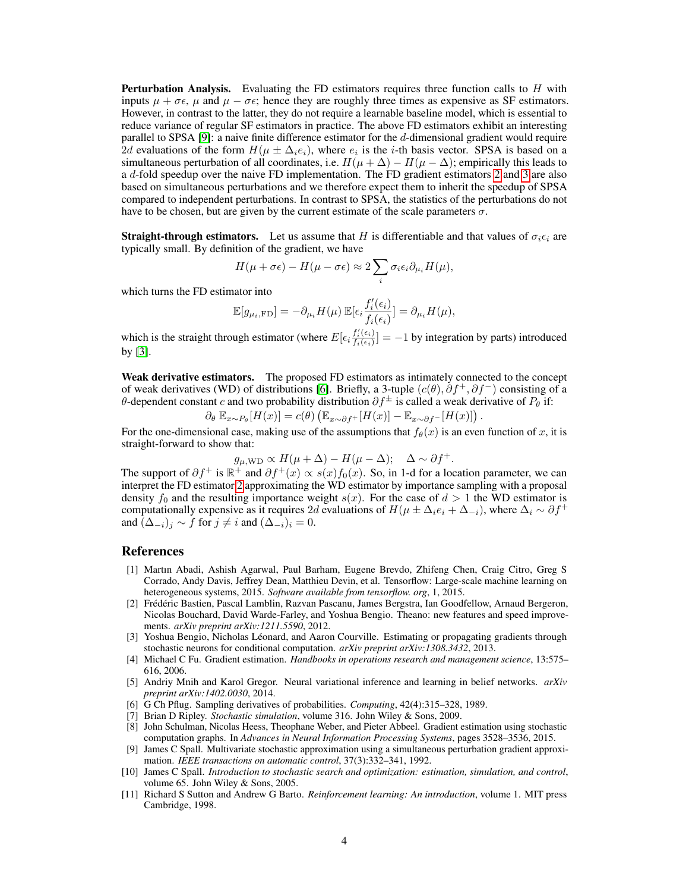**Perturbation Analysis.** Evaluating the FD estimators requires three function calls to $H$ with inputs $\mu + \sigma\epsilon$, $\mu$ and $\mu - \sigma\epsilon$; hence they are roughly three times as expensive as SF estimators. However, in contrast to the latter, they do not require a learnable baseline model, which is essential to reduce variance of regular SF estimators in practice. The above FD estimators exhibit an interesting parallel to SPSA [9]: a naive finite difference estimator for the $d$-dimensional gradient would require $2d$ evaluations of the form $H(\mu \pm \Delta_i e_i)$, where $e_i$ is the $i$-th basis vector. SPSA is based on a simultaneous perturbation of all coordinates, i.e. $H(\mu + \Delta) - H(\mu - \Delta)$; empirically this leads to a $d$-fold speedup over the naive FD implementation. The FD gradient estimators 2 and 3 are also based on simultaneous perturbations and we therefore expect them to inherit the speedup of SPSA compared to independent perturbations. In contrast to SPSA, the statistics of the perturbations do not have to be chosen, but are given by the current estimate of the scale parameters $\sigma$.

**Straight-through estimators.** Let us assume that $H$ is differentiable and that values of $\sigma_i \epsilon_i$ are typically small. By definition of the gradient, we have

$$H(\mu + \sigma\epsilon) - H(\mu - \sigma\epsilon) \approx 2 \sum_i \sigma_i \epsilon_i \partial_{\mu_i} H(\mu),$$

which turns the FD estimator into

$$\mathbb{E}[g_{\mu_i,\mathrm{FD}}] = -\partial_{\mu_i} H(\mu) \, \mathbb{E}[\epsilon_i \frac{f_i'(\epsilon_i)}{f_i(\epsilon_i)}] = \partial_{\mu_i} H(\mu),$$

which is the straight through estimator (where $E[\epsilon_i \frac{f_i'(\epsilon_i)}{f_i(\epsilon_i)}] = -1$ by integration by parts) introduced by [3].

**Weak derivative estimators.** The proposed FD estimators as intimately connected to the concept of weak derivatives (WD) of distributions [6]. Briefly, a 3-tuple $(c(\theta), \partial f^+, \partial f^-)$ consisting of a $\theta$-dependent constant $c$ and two probability distribution $\partial f^{\pm}$ is called a weak derivative of $P_\theta$ if:

$$\partial_\theta \, \mathbb{E}_{x \sim P_\theta}[H(x)] = c(\theta) \left( \mathbb{E}_{x \sim \partial f^+}[H(x)] - \mathbb{E}_{x \sim \partial f^-}[H(x)] \right).$$

For the one-dimensional case, making use of the assumptions that $f_\theta(x)$ is an even function of $x$, it is straight-forward to show that:

$$g_{\mu,\mathrm{WD}} \propto H(\mu + \Delta) - H(\mu - \Delta); \quad \Delta \sim \partial f^+.$$

The support of $\partial f^+$ is $\mathbb{R}^+$ and $\partial f^+(x) \propto s(x) f_0(x)$. So, in 1-d for a location parameter, we can interpret the FD estimator 2 approximating the WD estimator by importance sampling with a proposal density $f_0$ and the resulting importance weight $s(x)$. For the case of $d > 1$ the WD estimator is computationally expensive as it requires $2d$ evaluations of $H(\mu \pm \Delta_i e_i + \Delta_{-i})$, where $\Delta_i \sim \partial f^+$ and $(\Delta_{-i})_j \sim f$ for $j \neq i$ and $(\Delta_{-i})_i = 0$.

## References

[1] Martın Abadi, Ashish Agarwal, Paul Barham, Eugene Brevdo, Zhifeng Chen, Craig Citro, Greg S Corrado, Andy Davis, Jeffrey Dean, Matthieu Devin, et al. Tensorflow: Large-scale machine learning on heterogeneous systems, 2015. *Software available from tensorflow. org*, 1, 2015.

[2] Frédéric Bastien, Pascal Lamblin, Razvan Pascanu, James Bergstra, Ian Goodfellow, Arnaud Bergeron, Nicolas Bouchard, David Warde-Farley, and Yoshua Bengio. Theano: new features and speed improvements. *arXiv preprint arXiv:1211.5590*, 2012.

[3] Yoshua Bengio, Nicholas Léonard, and Aaron Courville. Estimating or propagating gradients through stochastic neurons for conditional computation. *arXiv preprint arXiv:1308.3432*, 2013.

[4] Michael C Fu. Gradient estimation. *Handbooks in operations research and management science*, 13:575–616, 2006.

[5] Andriy Mnih and Karol Gregor. Neural variational inference and learning in belief networks. *arXiv preprint arXiv:1402.0030*, 2014.

[6] G Ch Pflug. Sampling derivatives of probabilities. *Computing*, 42(4):315–328, 1989.

[7] Brian D Ripley. *Stochastic simulation*, volume 316. John Wiley & Sons, 2009.

[8] John Schulman, Nicolas Heess, Theophane Weber, and Pieter Abbeel. Gradient estimation using stochastic computation graphs. In *Advances in Neural Information Processing Systems*, pages 3528–3536, 2015.

[9] James C Spall. Multivariate stochastic approximation using a simultaneous perturbation gradient approximation. *IEEE transactions on automatic control*, 37(3):332–341, 1992.

[10] James C Spall. *Introduction to stochastic search and optimization: estimation, simulation, and control*, volume 65. John Wiley & Sons, 2005.

[11] Richard S Sutton and Andrew G Barto. *Reinforcement learning: An introduction*, volume 1. MIT press Cambridge, 1998.